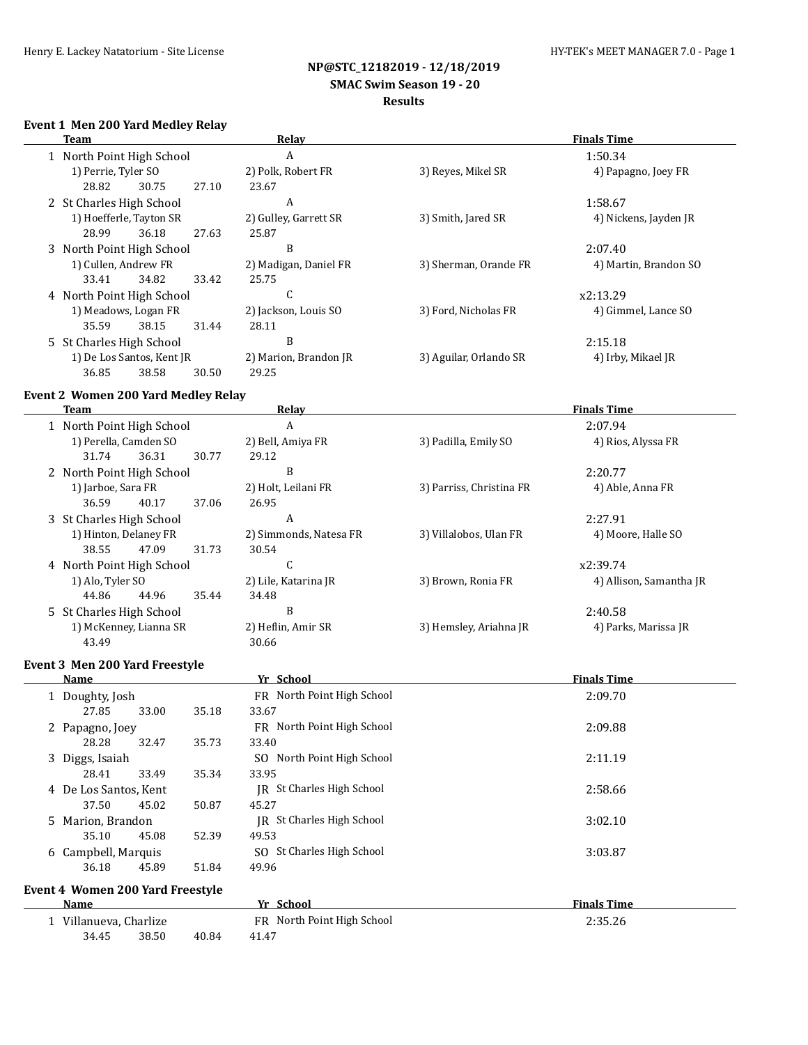# NP@STC_12182019 - 12/18/2019

## SMAC Swim Season 19 - 20

### Results

**Event 1 Men 200 Yard Medley Relay**

| Team | Relay | | Finals Time |
|---|---|---|---|
| 1 North Point High School | A | | 1:50.34 |
| 1) Perrie, Tyler SO | 2) Polk, Robert FR | 3) Reyes, Mikel SR | 4) Papagno, Joey FR |
| 28.82 30.75 27.10 | 23.67 | | |
| 2 St Charles High School | A | | 1:58.67 |
| 1) Hoefferle, Tayton SR | 2) Gulley, Garrett SR | 3) Smith, Jared SR | 4) Nickens, Jayden JR |
| 28.99 36.18 27.63 | 25.87 | | |
| 3 North Point High School | B | | 2:07.40 |
| 1) Cullen, Andrew FR | 2) Madigan, Daniel FR | 3) Sherman, Orande FR | 4) Martin, Brandon SO |
| 33.41 34.82 33.42 | 25.75 | | |
| 4 North Point High School | C | | x2:13.29 |
| 1) Meadows, Logan FR | 2) Jackson, Louis SO | 3) Ford, Nicholas FR | 4) Gimmel, Lance SO |
| 35.59 38.15 31.44 | 28.11 | | |
| 5 St Charles High School | B | | 2:15.18 |
| 1) De Los Santos, Kent JR | 2) Marion, Brandon JR | 3) Aguilar, Orlando SR | 4) Irby, Mikael JR |
| 36.85 38.58 30.50 | 29.25 | | |

**Event 2 Women 200 Yard Medley Relay**

| Team | Relay | | Finals Time |
|---|---|---|---|
| 1 North Point High School | A | | 2:07.94 |
| 1) Perella, Camden SO | 2) Bell, Amiya FR | 3) Padilla, Emily SO | 4) Rios, Alyssa FR |
| 31.74 36.31 30.77 | 29.12 | | |
| 2 North Point High School | B | | 2:20.77 |
| 1) Jarboe, Sara FR | 2) Holt, Leilani FR | 3) Parriss, Christina FR | 4) Able, Anna FR |
| 36.59 40.17 37.06 | 26.95 | | |
| 3 St Charles High School | A | | 2:27.91 |
| 1) Hinton, Delaney FR | 2) Simmonds, Natesa FR | 3) Villalobos, Ulan FR | 4) Moore, Halle SO |
| 38.55 47.09 31.73 | 30.54 | | |
| 4 North Point High School | C | | x2:39.74 |
| 1) Alo, Tyler SO | 2) Lile, Katarina JR | 3) Brown, Ronia FR | 4) Allison, Samantha JR |
| 44.86 44.96 35.44 | 34.48 | | |
| 5 St Charles High School | B | | 2:40.58 |
| 1) McKenney, Lianna SR | 2) Heflin, Amir SR | 3) Hemsley, Ariahna JR | 4) Parks, Marissa JR |
| 43.49 | 30.66 | | |

**Event 3 Men 200 Yard Freestyle**

| Name | Yr | School | Finals Time |
|---|---|---|---|
| 1 Doughty, Josh | FR | North Point High School | 2:09.70 |
| 27.85 33.00 35.18 | 33.67 | | |
| 2 Papagno, Joey | FR | North Point High School | 2:09.88 |
| 28.28 32.47 35.73 | 33.40 | | |
| 3 Diggs, Isaiah | SO | North Point High School | 2:11.19 |
| 28.41 33.49 35.34 | 33.95 | | |
| 4 De Los Santos, Kent | JR | St Charles High School | 2:58.66 |
| 37.50 45.02 50.87 | 45.27 | | |
| 5 Marion, Brandon | JR | St Charles High School | 3:02.10 |
| 35.10 45.08 52.39 | 49.53 | | |
| 6 Campbell, Marquis | SO | St Charles High School | 3:03.87 |
| 36.18 45.89 51.84 | 49.96 | | |

**Event 4 Women 200 Yard Freestyle**

| Name | Yr | School | Finals Time |
|---|---|---|---|
| 1 Villanueva, Charlize | FR | North Point High School | 2:35.26 |
| 34.45 38.50 40.84 | 41.47 | | |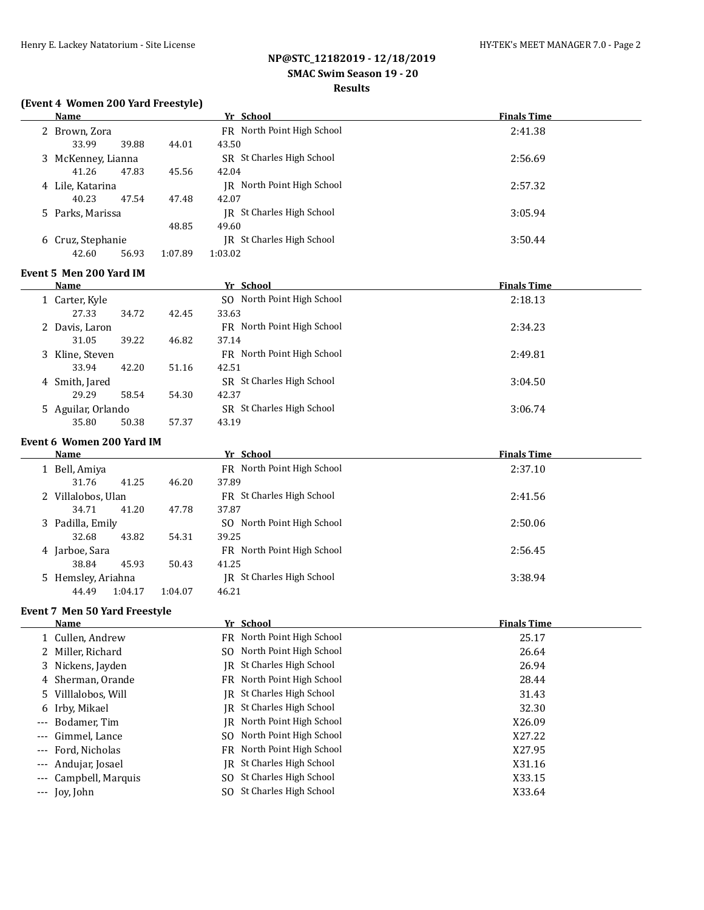NP@STC_12182019 - 12/18/2019
SMAC Swim Season 19 - 20
Results

### (Event 4 Women 200 Yard Freestyle)

| | Name | Yr | School | Finals Time |
|---|---|---|---|---|
| 2 | Brown, Zora | FR | North Point High School | 2:41.38 |
| | 33.99 39.88 44.01 43.50 | | | |
| 3 | McKenney, Lianna | SR | St Charles High School | 2:56.69 |
| | 41.26 47.83 45.56 42.04 | | | |
| 4 | Lile, Katarina | JR | North Point High School | 2:57.32 |
| | 40.23 47.54 47.48 42.07 | | | |
| 5 | Parks, Marissa | JR | St Charles High School | 3:05.94 |
| | 48.85 49.60 | | | |
| 6 | Cruz, Stephanie | JR | St Charles High School | 3:50.44 |
| | 42.60 56.93 1:07.89 1:03.02 | | | |

### Event 5 Men 200 Yard IM

| | Name | Yr | School | Finals Time |
|---|---|---|---|---|
| 1 | Carter, Kyle | SO | North Point High School | 2:18.13 |
| | 27.33 34.72 42.45 33.63 | | | |
| 2 | Davis, Laron | FR | North Point High School | 2:34.23 |
| | 31.05 39.22 46.82 37.14 | | | |
| 3 | Kline, Steven | FR | North Point High School | 2:49.81 |
| | 33.94 42.20 51.16 42.51 | | | |
| 4 | Smith, Jared | SR | St Charles High School | 3:04.50 |
| | 29.29 58.54 54.30 42.37 | | | |
| 5 | Aguilar, Orlando | SR | St Charles High School | 3:06.74 |
| | 35.80 50.38 57.37 43.19 | | | |

### Event 6 Women 200 Yard IM

| | Name | Yr | School | Finals Time |
|---|---|---|---|---|
| 1 | Bell, Amiya | FR | North Point High School | 2:37.10 |
| | 31.76 41.25 46.20 37.89 | | | |
| 2 | Villalobos, Ulan | FR | St Charles High School | 2:41.56 |
| | 34.71 41.20 47.78 37.87 | | | |
| 3 | Padilla, Emily | SO | North Point High School | 2:50.06 |
| | 32.68 43.82 54.31 39.25 | | | |
| 4 | Jarboe, Sara | FR | North Point High School | 2:56.45 |
| | 38.84 45.93 50.43 41.25 | | | |
| 5 | Hemsley, Ariahna | JR | St Charles High School | 3:38.94 |
| | 44.49 1:04.17 1:04.07 46.21 | | | |

### Event 7 Men 50 Yard Freestyle

| | Name | Yr | School | Finals Time |
|---|---|---|---|---|
| 1 | Cullen, Andrew | FR | North Point High School | 25.17 |
| 2 | Miller, Richard | SO | North Point High School | 26.64 |
| 3 | Nickens, Jayden | JR | St Charles High School | 26.94 |
| 4 | Sherman, Orande | FR | North Point High School | 28.44 |
| 5 | Villlalobos, Will | JR | St Charles High School | 31.43 |
| 6 | Irby, Mikael | JR | St Charles High School | 32.30 |
| --- | Bodamer, Tim | JR | North Point High School | X26.09 |
| --- | Gimmel, Lance | SO | North Point High School | X27.22 |
| --- | Ford, Nicholas | FR | North Point High School | X27.95 |
| --- | Andujar, Josael | JR | St Charles High School | X31.16 |
| --- | Campbell, Marquis | SO | St Charles High School | X33.15 |
| --- | Joy, John | SO | St Charles High School | X33.64 |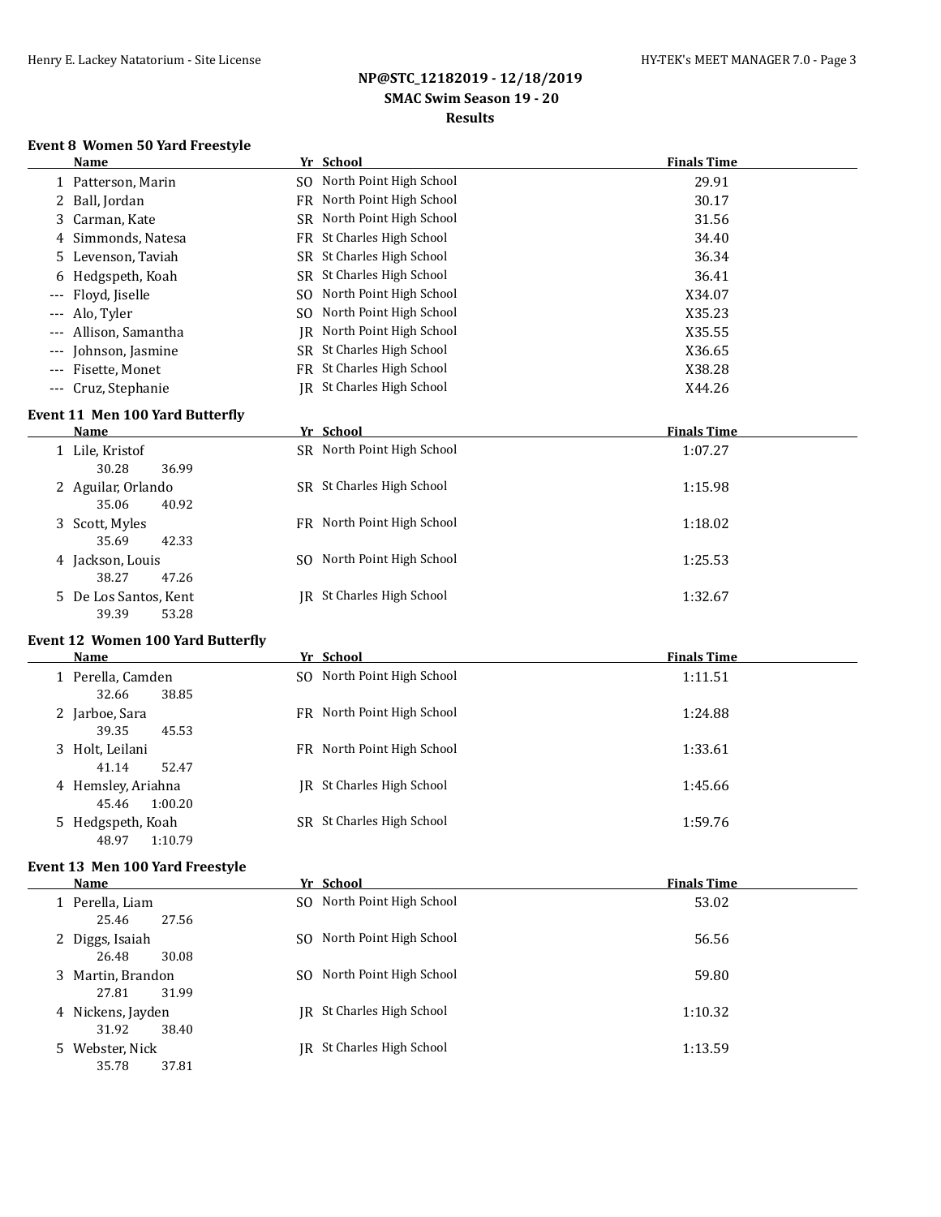## NP@STC_12182019 - 12/18/2019
## SMAC Swim Season 19 - 20
## Results

### Event 8 Women 50 Yard Freestyle

| | Name | Yr | School | Finals Time |
|---|---|---|---|---|
| 1 | Patterson, Marin | SO | North Point High School | 29.91 |
| 2 | Ball, Jordan | FR | North Point High School | 30.17 |
| 3 | Carman, Kate | SR | North Point High School | 31.56 |
| 4 | Simmonds, Natesa | FR | St Charles High School | 34.40 |
| 5 | Levenson, Taviah | SR | St Charles High School | 36.34 |
| 6 | Hedgspeth, Koah | SR | St Charles High School | 36.41 |
| --- | Floyd, Jiselle | SO | North Point High School | X34.07 |
| --- | Alo, Tyler | SO | North Point High School | X35.23 |
| --- | Allison, Samantha | JR | North Point High School | X35.55 |
| --- | Johnson, Jasmine | SR | St Charles High School | X36.65 |
| --- | Fisette, Monet | FR | St Charles High School | X38.28 |
| --- | Cruz, Stephanie | JR | St Charles High School | X44.26 |

### Event 11 Men 100 Yard Butterfly

| | Name | Yr | School | Finals Time |
|---|---|---|---|---|
| 1 | Lile, Kristof | SR | North Point High School | 1:07.27 |
| | 30.28 36.99 | | | |
| 2 | Aguilar, Orlando | SR | St Charles High School | 1:15.98 |
| | 35.06 40.92 | | | |
| 3 | Scott, Myles | FR | North Point High School | 1:18.02 |
| | 35.69 42.33 | | | |
| 4 | Jackson, Louis | SO | North Point High School | 1:25.53 |
| | 38.27 47.26 | | | |
| 5 | De Los Santos, Kent | JR | St Charles High School | 1:32.67 |
| | 39.39 53.28 | | | |

### Event 12 Women 100 Yard Butterfly

| | Name | Yr | School | Finals Time |
|---|---|---|---|---|
| 1 | Perella, Camden | SO | North Point High School | 1:11.51 |
| | 32.66 38.85 | | | |
| 2 | Jarboe, Sara | FR | North Point High School | 1:24.88 |
| | 39.35 45.53 | | | |
| 3 | Holt, Leilani | FR | North Point High School | 1:33.61 |
| | 41.14 52.47 | | | |
| 4 | Hemsley, Ariahna | JR | St Charles High School | 1:45.66 |
| | 45.46 1:00.20 | | | |
| 5 | Hedgspeth, Koah | SR | St Charles High School | 1:59.76 |
| | 48.97 1:10.79 | | | |

### Event 13 Men 100 Yard Freestyle

| | Name | Yr | School | Finals Time |
|---|---|---|---|---|
| 1 | Perella, Liam | SO | North Point High School | 53.02 |
| | 25.46 27.56 | | | |
| 2 | Diggs, Isaiah | SO | North Point High School | 56.56 |
| | 26.48 30.08 | | | |
| 3 | Martin, Brandon | SO | North Point High School | 59.80 |
| | 27.81 31.99 | | | |
| 4 | Nickens, Jayden | JR | St Charles High School | 1:10.32 |
| | 31.92 38.40 | | | |
| 5 | Webster, Nick | JR | St Charles High School | 1:13.59 |
| | 35.78 37.81 | | | |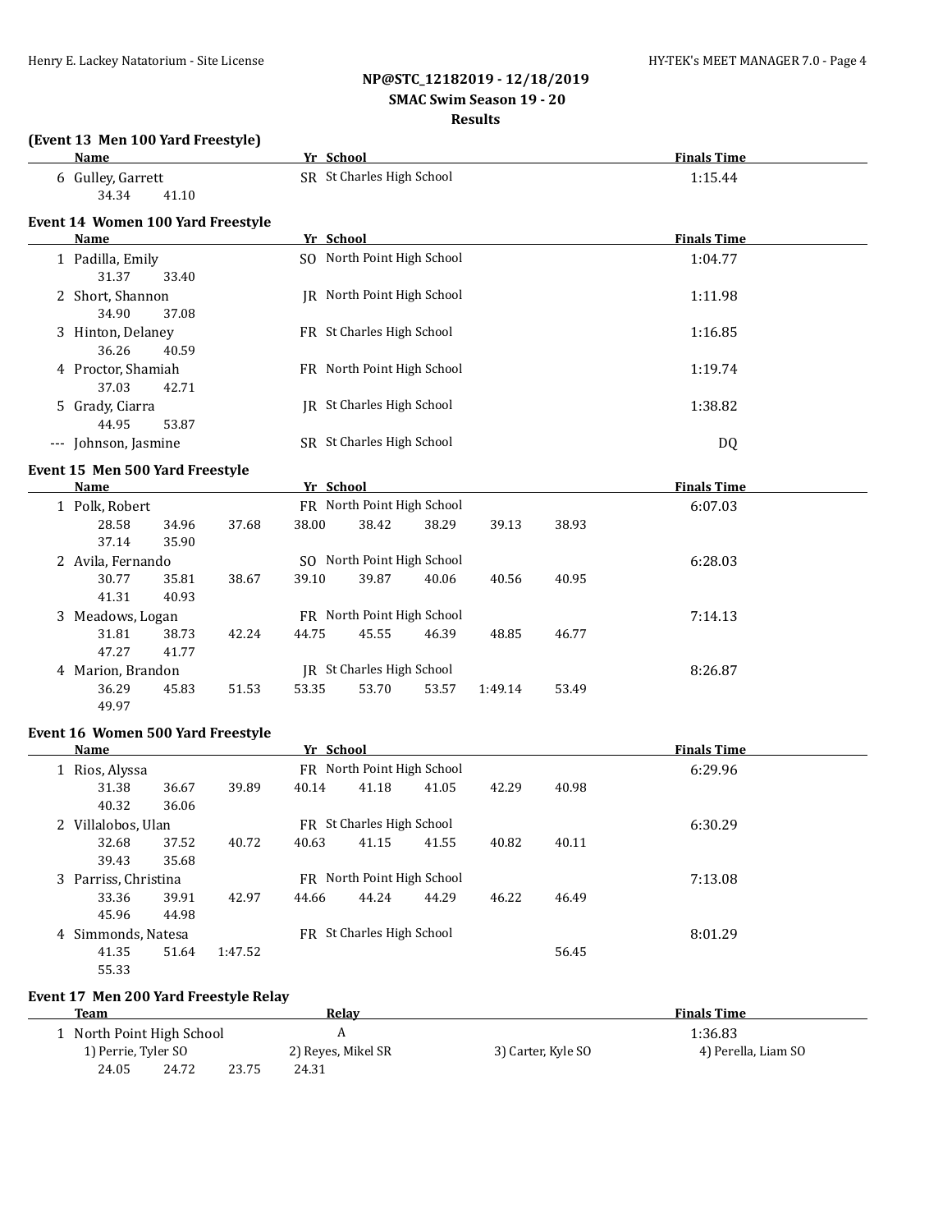**NP@STC_12182019 - 12/18/2019**
**SMAC Swim Season 19 - 20**
**Results**

### (Event 13 Men 100 Yard Freestyle)

| | Name | Yr | School | Finals Time |
|---|---|---|---|---|
| 6 | Gulley, Garrett | SR | St Charles High School | 1:15.44 |
| | 34.34 41.10 | | | |

### Event 14 Women 100 Yard Freestyle

| | Name | Yr | School | Finals Time |
|---|---|---|---|---|
| 1 | Padilla, Emily | SO | North Point High School | 1:04.77 |
| | 31.37 33.40 | | | |
| 2 | Short, Shannon | JR | North Point High School | 1:11.98 |
| | 34.90 37.08 | | | |
| 3 | Hinton, Delaney | FR | St Charles High School | 1:16.85 |
| | 36.26 40.59 | | | |
| 4 | Proctor, Shamiah | FR | North Point High School | 1:19.74 |
| | 37.03 42.71 | | | |
| 5 | Grady, Ciarra | JR | St Charles High School | 1:38.82 |
| | 44.95 53.87 | | | |
| --- | Johnson, Jasmine | SR | St Charles High School | DQ |

### Event 15 Men 500 Yard Freestyle

| | Name | Yr | School | Finals Time |
|---|---|---|---|---|
| 1 | Polk, Robert | FR | North Point High School | 6:07.03 |
| | 28.58 34.96 37.68 38.00 38.42 38.29 39.13 38.93 37.14 35.90 | | | |
| 2 | Avila, Fernando | SO | North Point High School | 6:28.03 |
| | 30.77 35.81 38.67 39.10 39.87 40.06 40.56 40.95 41.31 40.93 | | | |
| 3 | Meadows, Logan | FR | North Point High School | 7:14.13 |
| | 31.81 38.73 42.24 44.75 45.55 46.39 48.85 46.77 47.27 41.77 | | | |
| 4 | Marion, Brandon | JR | St Charles High School | 8:26.87 |
| | 36.29 45.83 51.53 53.35 53.70 53.57 1:49.14 53.49 49.97 | | | |

### Event 16 Women 500 Yard Freestyle

| | Name | Yr | School | Finals Time |
|---|---|---|---|---|
| 1 | Rios, Alyssa | FR | North Point High School | 6:29.96 |
| | 31.38 36.67 39.89 40.14 41.18 41.05 42.29 40.98 40.32 36.06 | | | |
| 2 | Villalobos, Ulan | FR | St Charles High School | 6:30.29 |
| | 32.68 37.52 40.72 40.63 41.15 41.55 40.82 40.11 39.43 35.68 | | | |
| 3 | Parriss, Christina | FR | North Point High School | 7:13.08 |
| | 33.36 39.91 42.97 44.66 44.24 44.29 46.22 46.49 45.96 44.98 | | | |
| 4 | Simmonds, Natesa | FR | St Charles High School | 8:01.29 |
| | 41.35 51.64 1:47.52 56.45 55.33 | | | |

### Event 17 Men 200 Yard Freestyle Relay

| | Team | Relay | Finals Time |
|---|---|---|---|
| 1 | North Point High School | A | 1:36.83 |
| | 1) Perrie, Tyler SO 2) Reyes, Mikel SR 3) Carter, Kyle SO 4) Perella, Liam SO | | |
| | 24.05 24.72 23.75 24.31 | | |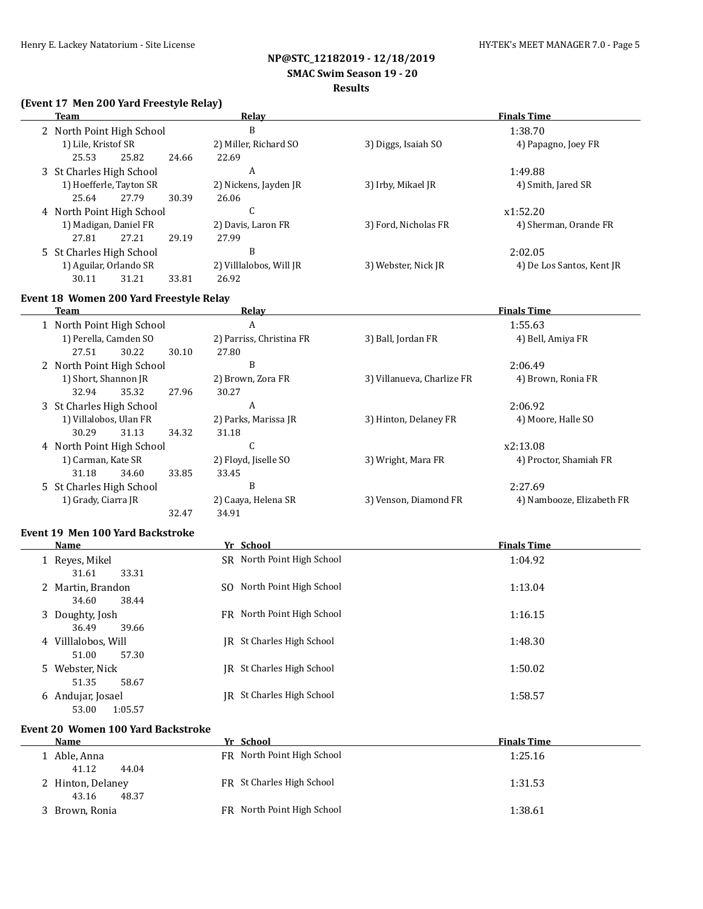**NP@STC_12182019 - 12/18/2019**
**SMAC Swim Season 19 - 20**
**Results**

### (Event 17 Men 200 Yard Freestyle Relay)

| | Team | Relay | | Finals Time |
|---|---|---|---|---|
| 2 | North Point High School | B | | 1:38.70 |
| | 1) Lile, Kristof SR | 2) Miller, Richard SO | 3) Diggs, Isaiah SO | 4) Papagno, Joey FR |
| | 25.53 25.82 24.66 | 22.69 | | |
| 3 | St Charles High School | A | | 1:49.88 |
| | 1) Hoefferle, Tayton SR | 2) Nickens, Jayden JR | 3) Irby, Mikael JR | 4) Smith, Jared SR |
| | 25.64 27.79 30.39 | 26.06 | | |
| 4 | North Point High School | C | | x1:52.20 |
| | 1) Madigan, Daniel FR | 2) Davis, Laron FR | 3) Ford, Nicholas FR | 4) Sherman, Orande FR |
| | 27.81 27.21 29.19 | 27.99 | | |
| 5 | St Charles High School | B | | 2:02.05 |
| | 1) Aguilar, Orlando SR | 2) Villlalobos, Will JR | 3) Webster, Nick JR | 4) De Los Santos, Kent JR |
| | 30.11 31.21 33.81 | 26.92 | | |

### Event 18 Women 200 Yard Freestyle Relay

| | Team | Relay | | Finals Time |
|---|---|---|---|---|
| 1 | North Point High School | A | | 1:55.63 |
| | 1) Perella, Camden SO | 2) Parriss, Christina FR | 3) Ball, Jordan FR | 4) Bell, Amiya FR |
| | 27.51 30.22 30.10 | 27.80 | | |
| 2 | North Point High School | B | | 2:06.49 |
| | 1) Short, Shannon JR | 2) Brown, Zora FR | 3) Villanueva, Charlize FR | 4) Brown, Ronia FR |
| | 32.94 35.32 27.96 | 30.27 | | |
| 3 | St Charles High School | A | | 2:06.92 |
| | 1) Villalobos, Ulan FR | 2) Parks, Marissa JR | 3) Hinton, Delaney FR | 4) Moore, Halle SO |
| | 30.29 31.13 34.32 | 31.18 | | |
| 4 | North Point High School | C | | x2:13.08 |
| | 1) Carman, Kate SR | 2) Floyd, Jiselle SO | 3) Wright, Mara FR | 4) Proctor, Shamiah FR |
| | 31.18 34.60 33.85 | 33.45 | | |
| 5 | St Charles High School | B | | 2:27.69 |
| | 1) Grady, Ciarra JR | 2) Caaya, Helena SR | 3) Venson, Diamond FR | 4) Nambooze, Elizabeth FR |
| | 32.47 | 34.91 | | |

### Event 19 Men 100 Yard Backstroke

| | Name | Yr | School | Finals Time |
|---|---|---|---|---|
| 1 | Reyes, Mikel | SR | North Point High School | 1:04.92 |
| | 31.61 33.31 | | | |
| 2 | Martin, Brandon | SO | North Point High School | 1:13.04 |
| | 34.60 38.44 | | | |
| 3 | Doughty, Josh | FR | North Point High School | 1:16.15 |
| | 36.49 39.66 | | | |
| 4 | Villlalobos, Will | JR | St Charles High School | 1:48.30 |
| | 51.00 57.30 | | | |
| 5 | Webster, Nick | JR | St Charles High School | 1:50.02 |
| | 51.35 58.67 | | | |
| 6 | Andujar, Josael | JR | St Charles High School | 1:58.57 |
| | 53.00 1:05.57 | | | |

### Event 20 Women 100 Yard Backstroke

| | Name | Yr | School | Finals Time |
|---|---|---|---|---|
| 1 | Able, Anna | FR | North Point High School | 1:25.16 |
| | 41.12 44.04 | | | |
| 2 | Hinton, Delaney | FR | St Charles High School | 1:31.53 |
| | 43.16 48.37 | | | |
| 3 | Brown, Ronia | FR | North Point High School | 1:38.61 |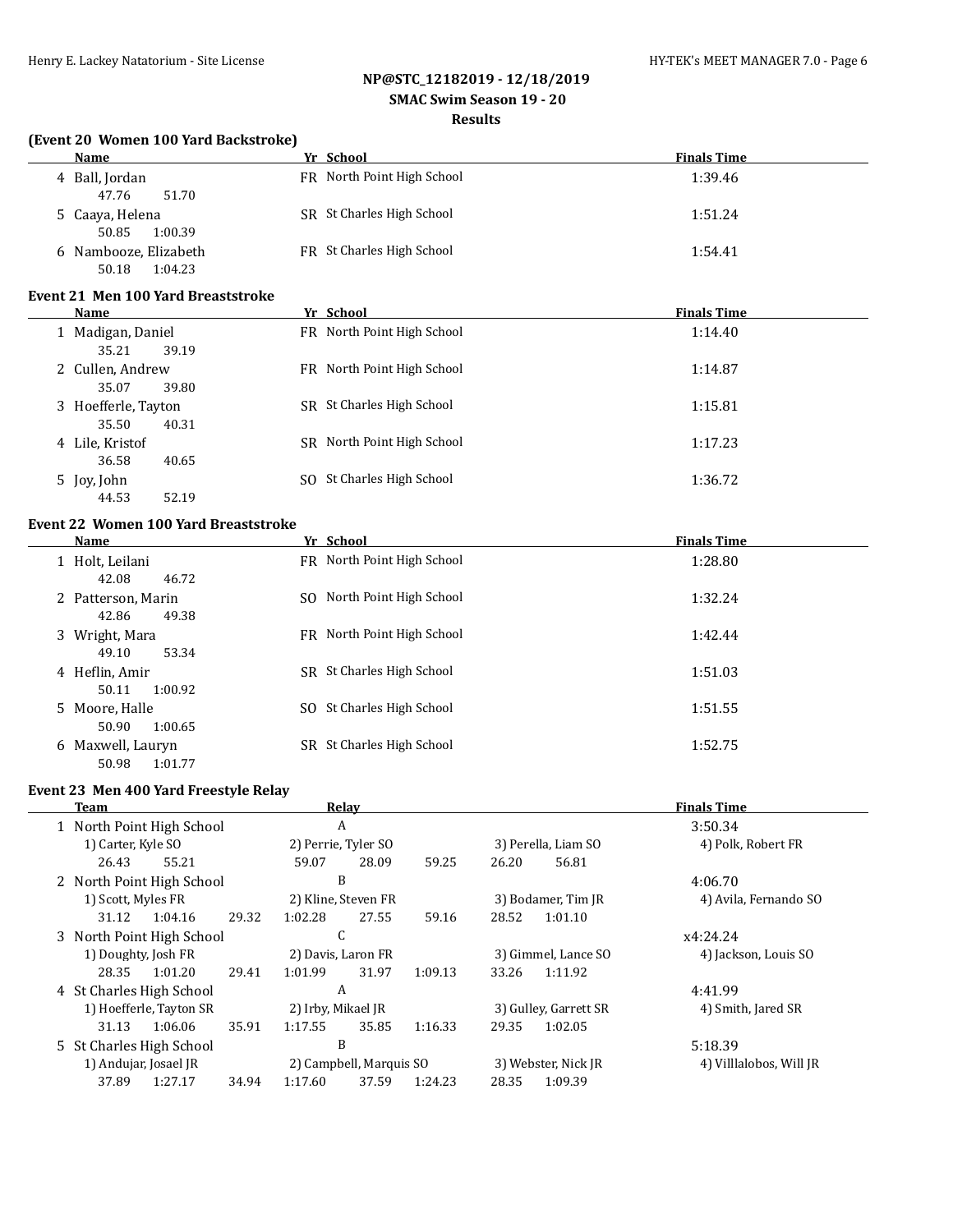## NP@STC_12182019 - 12/18/2019
## SMAC Swim Season 19 - 20
## Results

### (Event 20 Women 100 Yard Backstroke)

| | Name | Yr | School | Finals Time |
|---|---|---|---|---|
| 4 | Ball, Jordan | FR | North Point High School | 1:39.46 |
| | 47.76 51.70 | | | |
| 5 | Caaya, Helena | SR | St Charles High School | 1:51.24 |
| | 50.85 1:00.39 | | | |
| 6 | Nambooze, Elizabeth | FR | St Charles High School | 1:54.41 |
| | 50.18 1:04.23 | | | |

### Event 21 Men 100 Yard Breaststroke

| | Name | Yr | School | Finals Time |
|---|---|---|---|---|
| 1 | Madigan, Daniel | FR | North Point High School | 1:14.40 |
| | 35.21 39.19 | | | |
| 2 | Cullen, Andrew | FR | North Point High School | 1:14.87 |
| | 35.07 39.80 | | | |
| 3 | Hoefferle, Tayton | SR | St Charles High School | 1:15.81 |
| | 35.50 40.31 | | | |
| 4 | Lile, Kristof | SR | North Point High School | 1:17.23 |
| | 36.58 40.65 | | | |
| 5 | Joy, John | SO | St Charles High School | 1:36.72 |
| | 44.53 52.19 | | | |

### Event 22 Women 100 Yard Breaststroke

| | Name | Yr | School | Finals Time |
|---|---|---|---|---|
| 1 | Holt, Leilani | FR | North Point High School | 1:28.80 |
| | 42.08 46.72 | | | |
| 2 | Patterson, Marin | SO | North Point High School | 1:32.24 |
| | 42.86 49.38 | | | |
| 3 | Wright, Mara | FR | North Point High School | 1:42.44 |
| | 49.10 53.34 | | | |
| 4 | Heflin, Amir | SR | St Charles High School | 1:51.03 |
| | 50.11 1:00.92 | | | |
| 5 | Moore, Halle | SO | St Charles High School | 1:51.55 |
| | 50.90 1:00.65 | | | |
| 6 | Maxwell, Lauryn | SR | St Charles High School | 1:52.75 |
| | 50.98 1:01.77 | | | |

### Event 23 Men 400 Yard Freestyle Relay

| | Team | Relay | | Finals Time |
|---|---|---|---|---|
| 1 | North Point High School | A | | 3:50.34 |
| | 1) Carter, Kyle SO | 2) Perrie, Tyler SO | 3) Perella, Liam SO | 4) Polk, Robert FR |
| | 26.43 55.21 | 59.07 28.09 59.25 | 26.20 56.81 | |
| 2 | North Point High School | B | | 4:06.70 |
| | 1) Scott, Myles FR | 2) Kline, Steven FR | 3) Bodamer, Tim JR | 4) Avila, Fernando SO |
| | 31.12 1:04.16 29.32 | 1:02.28 27.55 59.16 | 28.52 1:01.10 | |
| 3 | North Point High School | C | | x4:24.24 |
| | 1) Doughty, Josh FR | 2) Davis, Laron FR | 3) Gimmel, Lance SO | 4) Jackson, Louis SO |
| | 28.35 1:01.20 29.41 | 1:01.99 31.97 1:09.13 | 33.26 1:11.92 | |
| 4 | St Charles High School | A | | 4:41.99 |
| | 1) Hoefferle, Tayton SR | 2) Irby, Mikael JR | 3) Gulley, Garrett SR | 4) Smith, Jared SR |
| | 31.13 1:06.06 35.91 | 1:17.55 35.85 1:16.33 | 29.35 1:02.05 | |
| 5 | St Charles High School | B | | 5:18.39 |
| | 1) Andujar, Josael JR | 2) Campbell, Marquis SO | 3) Webster, Nick JR | 4) Villlalobos, Will JR |
| | 37.89 1:27.17 34.94 | 1:17.60 37.59 1:24.23 | 28.35 1:09.39 | |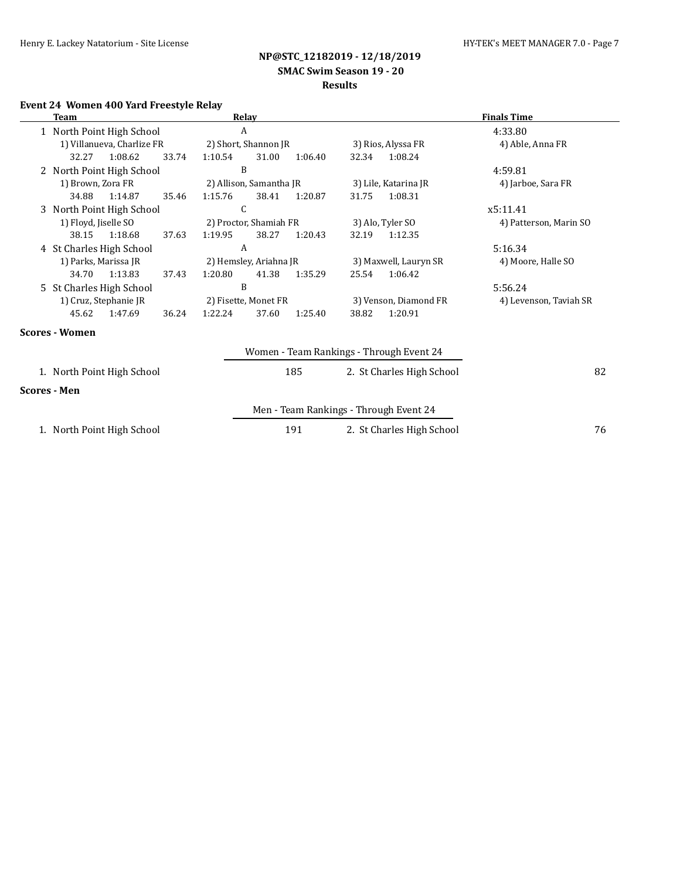**NP@STC_12182019 - 12/18/2019**
**SMAC Swim Season 19 - 20**
**Results**

### Event 24 Women 400 Yard Freestyle Relay

| Team | Relay | Finals Time |
|---|---|---|
| 1 North Point High School | A | 4:33.80 |
| 1) Villanueva, Charlize FR; 2) Short, Shannon JR; 3) Rios, Alyssa FR; 4) Able, Anna FR | | |
| 32.27 1:08.62 33.74 1:10.54 31.00 1:06.40 32.34 1:08.24 | | |
| 2 North Point High School | B | 4:59.81 |
| 1) Brown, Zora FR; 2) Allison, Samantha JR; 3) Lile, Katarina JR; 4) Jarboe, Sara FR | | |
| 34.88 1:14.87 35.46 1:15.76 38.41 1:20.87 31.75 1:08.31 | | |
| 3 North Point High School | C | x5:11.41 |
| 1) Floyd, Jiselle SO; 2) Proctor, Shamiah FR; 3) Alo, Tyler SO; 4) Patterson, Marin SO | | |
| 38.15 1:18.68 37.63 1:19.95 38.27 1:20.43 32.19 1:12.35 | | |
| 4 St Charles High School | A | 5:16.34 |
| 1) Parks, Marissa JR; 2) Hemsley, Ariahna JR; 3) Maxwell, Lauryn SR; 4) Moore, Halle SO | | |
| 34.70 1:13.83 37.43 1:20.80 41.38 1:35.29 25.54 1:06.42 | | |
| 5 St Charles High School | B | 5:56.24 |
| 1) Cruz, Stephanie JR; 2) Fisette, Monet FR; 3) Venson, Diamond FR; 4) Levenson, Taviah SR | | |
| 45.62 1:47.69 36.24 1:22.24 37.60 1:25.40 38.82 1:20.91 | | |

### Scores - Women

Women - Team Rankings - Through Event 24

| | | | |
|---|---|---|---|
| 1. North Point High School | 185 | 2. St Charles High School | 82 |

### Scores - Men

Men - Team Rankings - Through Event 24

| | | | |
|---|---|---|---|
| 1. North Point High School | 191 | 2. St Charles High School | 76 |